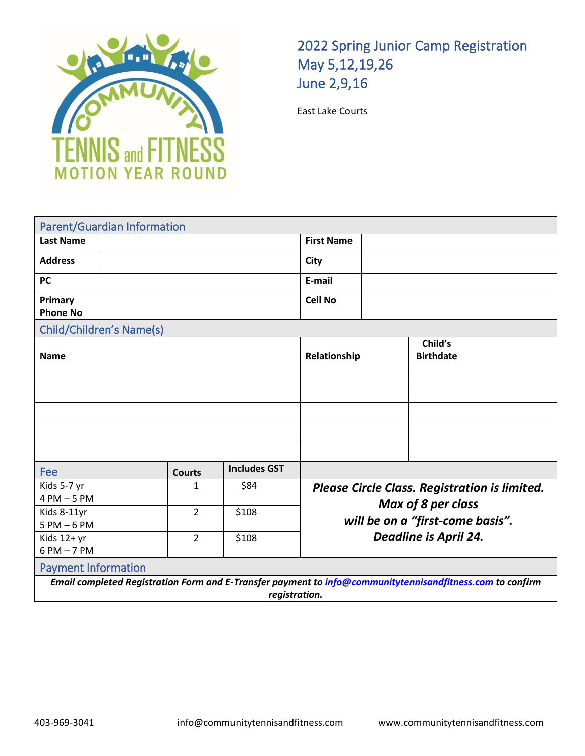# 2022 Spring Junior Camp Registration

## May 5,12,19,26
## June 2,9,16

East Lake Courts

## Parent/Guardian Information

| Last Name | | First Name | |
|---|---|---|---|
| Address | | City | |
| PC | | E-mail | |
| Primary Phone No | | Cell No | |

## Child/Children's Name(s)

| Name | Relationship | Child's Birthdate |
|---|---|---|
| | | |
| | | |
| | | |
| | | |
| | | |

## Fee

| Fee | Courts | Includes GST |
|---|---|---|
| Kids 5-7 yr 4 PM – 5 PM | 1 | $84 |
| Kids 8-11yr 5 PM – 6 PM | 2 | $108 |
| Kids 12+ yr 6 PM – 7 PM | 2 | $108 |

***Please Circle Class. Registration is limited. Max of 8 per class will be on a "first-come basis". Deadline is April 24.***

## Payment Information

***Email completed Registration Form and E-Transfer payment to info@communitytennisandfitness.com to confirm registration.***

403-969-3041 info@communitytennisandfitness.com www.communitytennisandfitness.com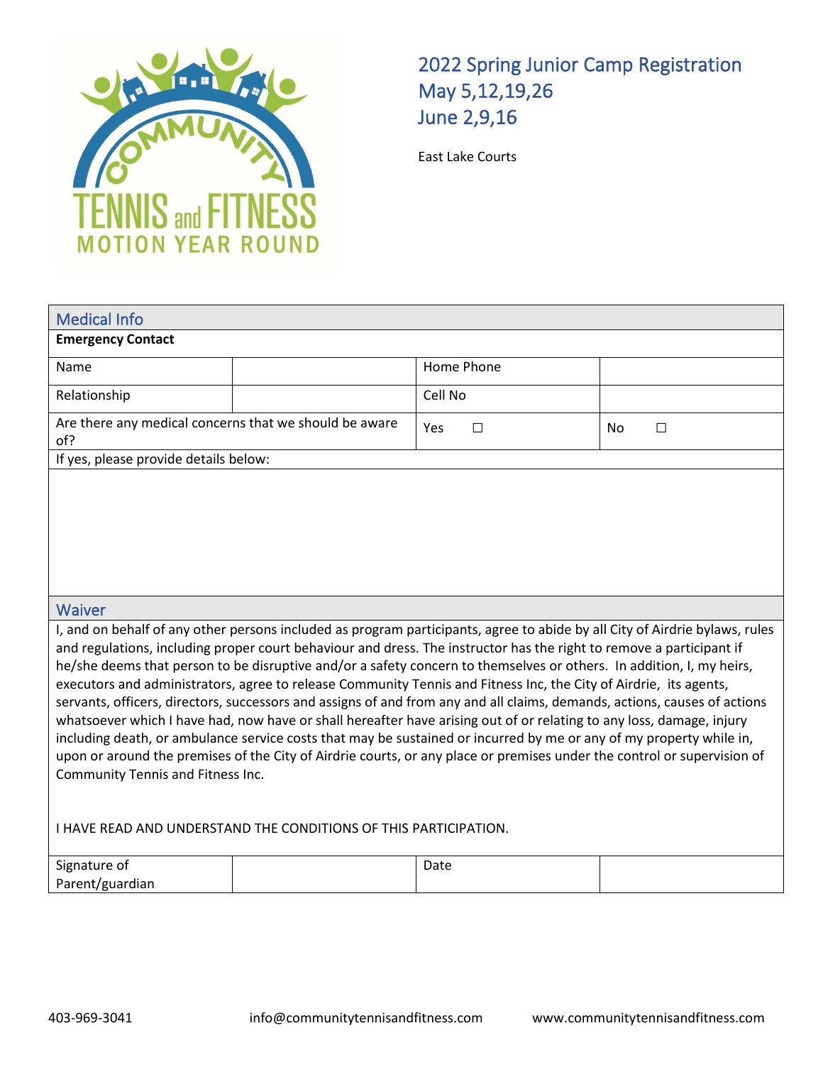# 2022 Spring Junior Camp Registration
## May 5,12,19,26
## June 2,9,16

East Lake Courts

## Medical Info

| | | | |
|---|---|---|---|
| **Emergency Contact** | | | |
| Name | | Home Phone | |
| Relationship | | Cell No | |
| Are there any medical concerns that we should be aware of? | | Yes ☐ | No ☐ |
| If yes, please provide details below: | | | |

## Waiver

I, and on behalf of any other persons included as program participants, agree to abide by all City of Airdrie bylaws, rules and regulations, including proper court behaviour and dress. The instructor has the right to remove a participant if he/she deems that person to be disruptive and/or a safety concern to themselves or others. In addition, I, my heirs, executors and administrators, agree to release Community Tennis and Fitness Inc, the City of Airdrie, its agents, servants, officers, directors, successors and assigns of and from any and all claims, demands, actions, causes of actions whatsoever which I have had, now have or shall hereafter have arising out of or relating to any loss, damage, injury including death, or ambulance service costs that may be sustained or incurred by me or any of my property while in, upon or around the premises of the City of Airdrie courts, or any place or premises under the control or supervision of Community Tennis and Fitness Inc.

I HAVE READ AND UNDERSTAND THE CONDITIONS OF THIS PARTICIPATION.

| | | | |
|---|---|---|---|
| Signature of Parent/guardian | | Date | |

403-969-3041 info@communitytennisandfitness.com www.communitytennisandfitness.com